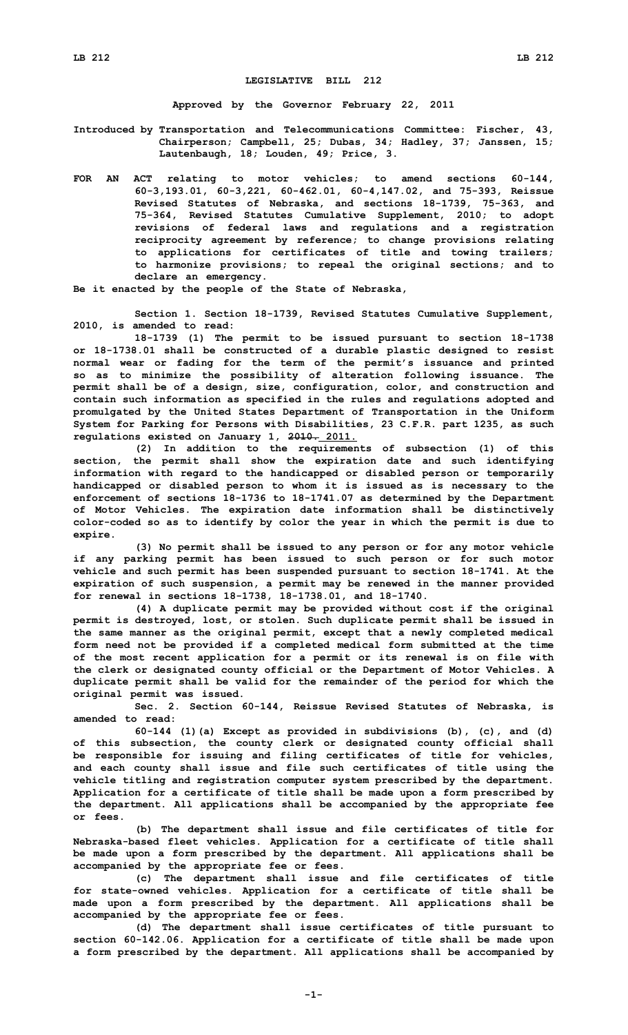# LEGISLATIVE BILL 212

**Approved by the Governor February 22, 2011**

**Introduced by Transportation and Telecommunications Committee: Fischer, 43, Chairperson; Campbell, 25; Dubas, 34; Hadley, 37; Janssen, 15; Lautenbaugh, 18; Louden, 49; Price, 3.**

**FOR AN ACT relating to motor vehicles; to amend sections 60-144, 60-3,193.01, 60-3,221, 60-462.01, 60-4,147.02, and 75-393, Reissue Revised Statutes of Nebraska, and sections 18-1739, 75-363, and 75-364, Revised Statutes Cumulative Supplement, 2010; to adopt revisions of federal laws and regulations and a registration reciprocity agreement by reference; to change provisions relating to applications for certificates of title and towing trailers; to harmonize provisions; to repeal the original sections; and to declare an emergency.**

**Be it enacted by the people of the State of Nebraska,**

**Section 1. Section 18-1739, Revised Statutes Cumulative Supplement, 2010, is amended to read:**

**18-1739 (1) The permit to be issued pursuant to section 18-1738 or 18-1738.01 shall be constructed of a durable plastic designed to resist normal wear or fading for the term of the permit's issuance and printed so as to minimize the possibility of alteration following issuance. The permit shall be of a design, size, configuration, color, and construction and contain such information as specified in the rules and regulations adopted and promulgated by the United States Department of Transportation in the Uniform System for Parking for Persons with Disabilities, 23 C.F.R. part 1235, as such regulations existed on January 1, ~~2010.~~ 2011.**

**(2) In addition to the requirements of subsection (1) of this section, the permit shall show the expiration date and such identifying information with regard to the handicapped or disabled person or temporarily handicapped or disabled person to whom it is issued as is necessary to the enforcement of sections 18-1736 to 18-1741.07 as determined by the Department of Motor Vehicles. The expiration date information shall be distinctively color-coded so as to identify by color the year in which the permit is due to expire.**

**(3) No permit shall be issued to any person or for any motor vehicle if any parking permit has been issued to such person or for such motor vehicle and such permit has been suspended pursuant to section 18-1741. At the expiration of such suspension, a permit may be renewed in the manner provided for renewal in sections 18-1738, 18-1738.01, and 18-1740.**

**(4) A duplicate permit may be provided without cost if the original permit is destroyed, lost, or stolen. Such duplicate permit shall be issued in the same manner as the original permit, except that a newly completed medical form need not be provided if a completed medical form submitted at the time of the most recent application for a permit or its renewal is on file with the clerk or designated county official or the Department of Motor Vehicles. A duplicate permit shall be valid for the remainder of the period for which the original permit was issued.**

**Sec. 2. Section 60-144, Reissue Revised Statutes of Nebraska, is amended to read:**

**60-144 (1)(a) Except as provided in subdivisions (b), (c), and (d) of this subsection, the county clerk or designated county official shall be responsible for issuing and filing certificates of title for vehicles, and each county shall issue and file such certificates of title using the vehicle titling and registration computer system prescribed by the department. Application for a certificate of title shall be made upon a form prescribed by the department. All applications shall be accompanied by the appropriate fee or fees.**

**(b) The department shall issue and file certificates of title for Nebraska-based fleet vehicles. Application for a certificate of title shall be made upon a form prescribed by the department. All applications shall be accompanied by the appropriate fee or fees.**

**(c) The department shall issue and file certificates of title for state-owned vehicles. Application for a certificate of title shall be made upon a form prescribed by the department. All applications shall be accompanied by the appropriate fee or fees.**

**(d) The department shall issue certificates of title pursuant to section 60-142.06. Application for a certificate of title shall be made upon a form prescribed by the department. All applications shall be accompanied by**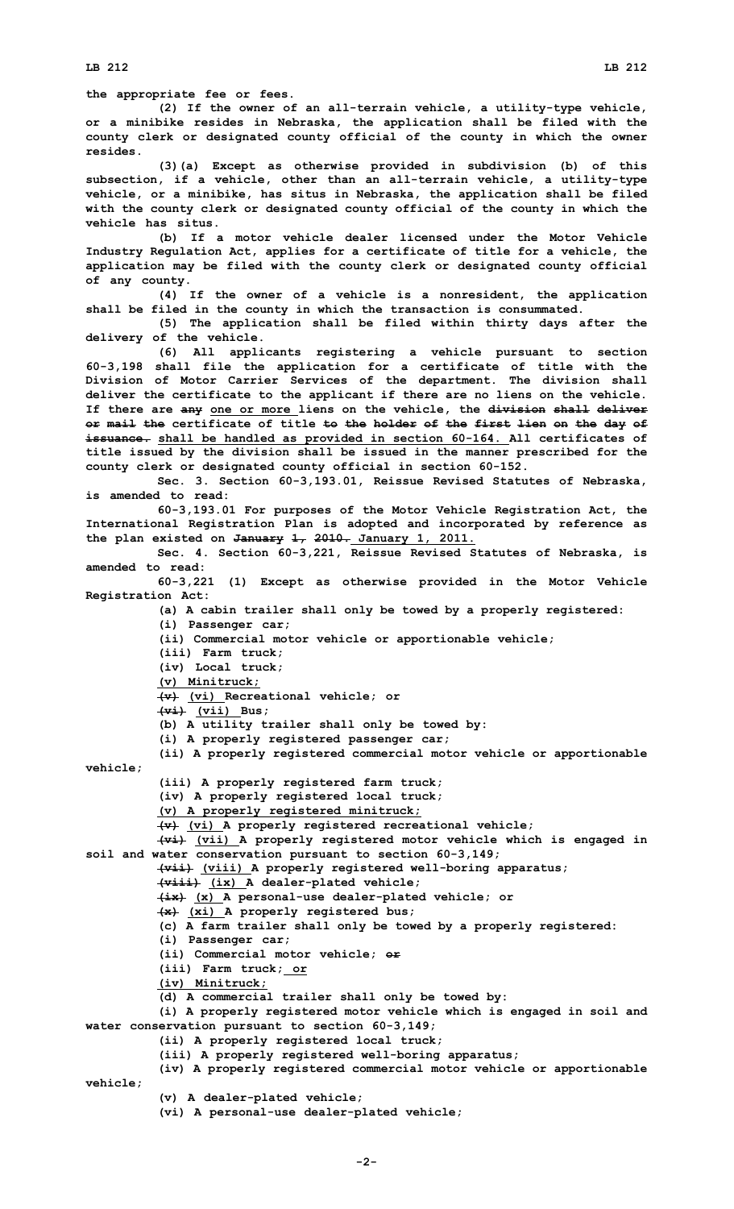the appropriate fee or fees.

(2) If the owner of an all-terrain vehicle, a utility-type vehicle, or a minibike resides in Nebraska, the application shall be filed with the county clerk or designated county official of the county in which the owner resides.

(3)(a) Except as otherwise provided in subdivision (b) of this subsection, if a vehicle, other than an all-terrain vehicle, a utility-type vehicle, or a minibike, has situs in Nebraska, the application shall be filed with the county clerk or designated county official of the county in which the vehicle has situs.

(b) If a motor vehicle dealer licensed under the Motor Vehicle Industry Regulation Act, applies for a certificate of title for a vehicle, the application may be filed with the county clerk or designated county official of any county.

(4) If the owner of a vehicle is a nonresident, the application shall be filed in the county in which the transaction is consummated.

(5) The application shall be filed within thirty days after the delivery of the vehicle.

(6) All applicants registering a vehicle pursuant to section 60-3,198 shall file the application for a certificate of title with the Division of Motor Carrier Services of the department. The division shall deliver the certificate to the applicant if there are no liens on the vehicle. If there are ~~any~~ one or more liens on the vehicle, the ~~division shall deliver or mail the~~ certificate of title ~~to the holder of the first lien on the day of issuance.~~ shall be handled as provided in section 60-164. All certificates of title issued by the division shall be issued in the manner prescribed for the county clerk or designated county official in section 60-152.

Sec. 3. Section 60-3,193.01, Reissue Revised Statutes of Nebraska, is amended to read:

60-3,193.01 For purposes of the Motor Vehicle Registration Act, the International Registration Plan is adopted and incorporated by reference as the plan existed on ~~January 1, 2010.~~ January 1, 2011.

Sec. 4. Section 60-3,221, Reissue Revised Statutes of Nebraska, is amended to read:

60-3,221 (1) Except as otherwise provided in the Motor Vehicle Registration Act:

(a) A cabin trailer shall only be towed by a properly registered:

(i) Passenger car;

(ii) Commercial motor vehicle or apportionable vehicle;

(iii) Farm truck;

(iv) Local truck;

(v) Minitruck;

~~(v)~~ (vi) Recreational vehicle; or

~~(vi)~~ (vii) Bus;

(b) A utility trailer shall only be towed by:

(i) A properly registered passenger car;

(ii) A properly registered commercial motor vehicle or apportionable vehicle;

(iii) A properly registered farm truck;

(iv) A properly registered local truck;

(v) A properly registered minitruck;

~~(v)~~ (vi) A properly registered recreational vehicle;

~~(vi)~~ (vii) A properly registered motor vehicle which is engaged in soil and water conservation pursuant to section 60-3,149;

~~(vii)~~ (viii) A properly registered well-boring apparatus;

~~(viii)~~ (ix) A dealer-plated vehicle;

~~(ix)~~ (x) A personal-use dealer-plated vehicle; or

~~(x)~~ (xi) A properly registered bus;

(c) A farm trailer shall only be towed by a properly registered:

(i) Passenger car;

(ii) Commercial motor vehicle; ~~or~~

(iii) Farm truck; or

(iv) Minitruck;

(d) A commercial trailer shall only be towed by:

(i) A properly registered motor vehicle which is engaged in soil and water conservation pursuant to section 60-3,149;

(ii) A properly registered local truck;

(iii) A properly registered well-boring apparatus;

(iv) A properly registered commercial motor vehicle or apportionable vehicle;

(v) A dealer-plated vehicle;

(vi) A personal-use dealer-plated vehicle;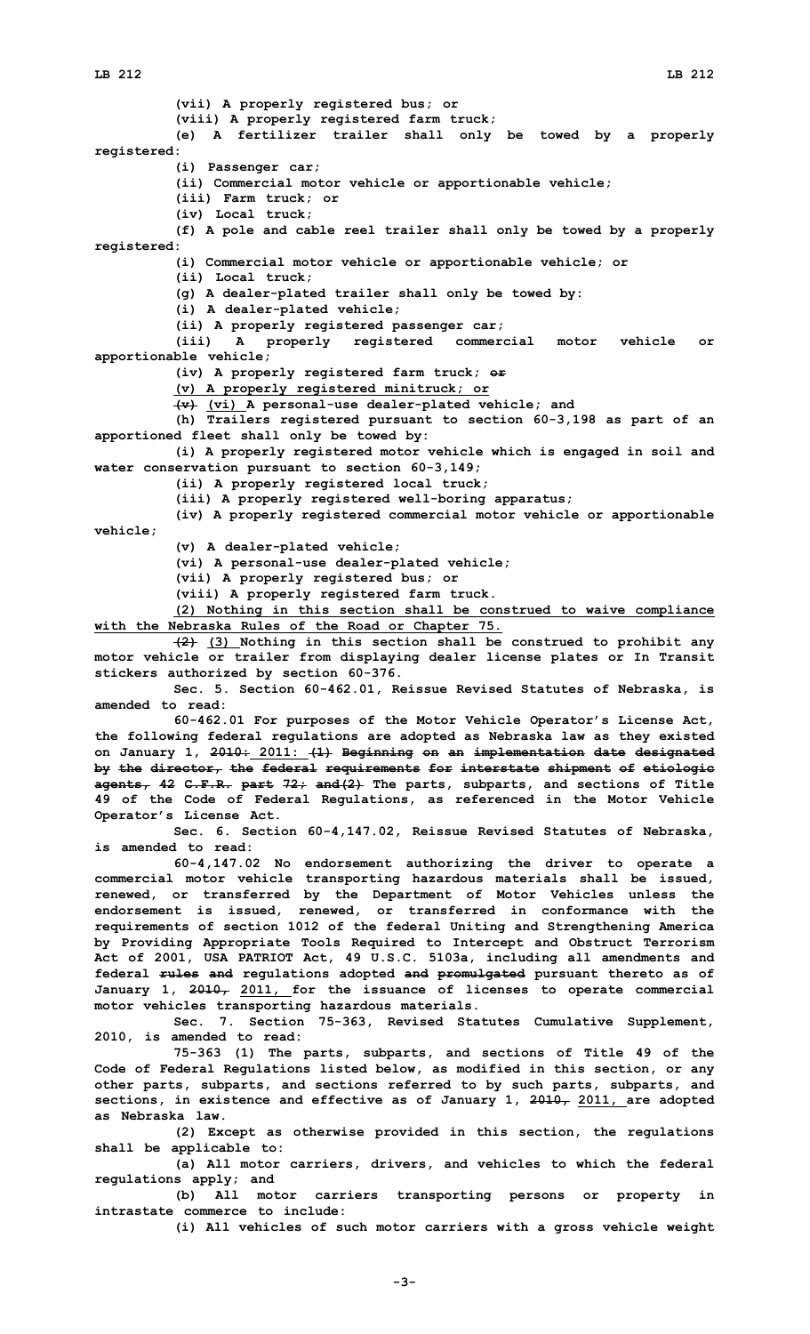(vii) A properly registered bus; or

(viii) A properly registered farm truck;

(e) A fertilizer trailer shall only be towed by a properly registered:

(i) Passenger car;

(ii) Commercial motor vehicle or apportionable vehicle;

(iii) Farm truck; or

(iv) Local truck;

(f) A pole and cable reel trailer shall only be towed by a properly registered:

(i) Commercial motor vehicle or apportionable vehicle; or

(ii) Local truck;

(g) A dealer-plated trailer shall only be towed by:

(i) A dealer-plated vehicle;

(ii) A properly registered passenger car;

(iii) A properly registered commercial motor vehicle or apportionable vehicle;

(iv) A properly registered farm truck; ~~or~~

(v) A properly registered minitruck; or

~~(v)~~ (vi) A personal-use dealer-plated vehicle; and

(h) Trailers registered pursuant to section 60-3,198 as part of an apportioned fleet shall only be towed by:

(i) A properly registered motor vehicle which is engaged in soil and water conservation pursuant to section 60-3,149;

(ii) A properly registered local truck;

(iii) A properly registered well-boring apparatus;

(iv) A properly registered commercial motor vehicle or apportionable vehicle;

(v) A dealer-plated vehicle;

(vi) A personal-use dealer-plated vehicle;

(vii) A properly registered bus; or

(viii) A properly registered farm truck.

(2) Nothing in this section shall be construed to waive compliance with the Nebraska Rules of the Road or Chapter 75.

~~(2)~~ (3) Nothing in this section shall be construed to prohibit any motor vehicle or trailer from displaying dealer license plates or In Transit stickers authorized by section 60-376.

Sec. 5. Section 60-462.01, Reissue Revised Statutes of Nebraska, is amended to read:

60-462.01 For purposes of the Motor Vehicle Operator's License Act, the following federal regulations are adopted as Nebraska law as they existed on January 1, ~~2010:~~ 2011: ~~(1) Beginning on an implementation date designated by the director, the federal requirements for interstate shipment of etiologic agents, 42 C.F.R. part 72; and(2)~~ The parts, subparts, and sections of Title 49 of the Code of Federal Regulations, as referenced in the Motor Vehicle Operator's License Act.

Sec. 6. Section 60-4,147.02, Reissue Revised Statutes of Nebraska, is amended to read:

60-4,147.02 No endorsement authorizing the driver to operate a commercial motor vehicle transporting hazardous materials shall be issued, renewed, or transferred by the Department of Motor Vehicles unless the endorsement is issued, renewed, or transferred in conformance with the requirements of section 1012 of the federal Uniting and Strengthening America by Providing Appropriate Tools Required to Intercept and Obstruct Terrorism Act of 2001, USA PATRIOT Act, 49 U.S.C. 5103a, including all amendments and federal ~~rules and~~ regulations adopted ~~and promulgated~~ pursuant thereto as of January 1, ~~2010,~~ 2011, for the issuance of licenses to operate commercial motor vehicles transporting hazardous materials.

Sec. 7. Section 75-363, Revised Statutes Cumulative Supplement, 2010, is amended to read:

75-363 (1) The parts, subparts, and sections of Title 49 of the Code of Federal Regulations listed below, as modified in this section, or any other parts, subparts, and sections referred to by such parts, subparts, and sections, in existence and effective as of January 1, ~~2010,~~ 2011, are adopted as Nebraska law.

(2) Except as otherwise provided in this section, the regulations shall be applicable to:

(a) All motor carriers, drivers, and vehicles to which the federal regulations apply; and

(b) All motor carriers transporting persons or property in intrastate commerce to include:

(i) All vehicles of such motor carriers with a gross vehicle weight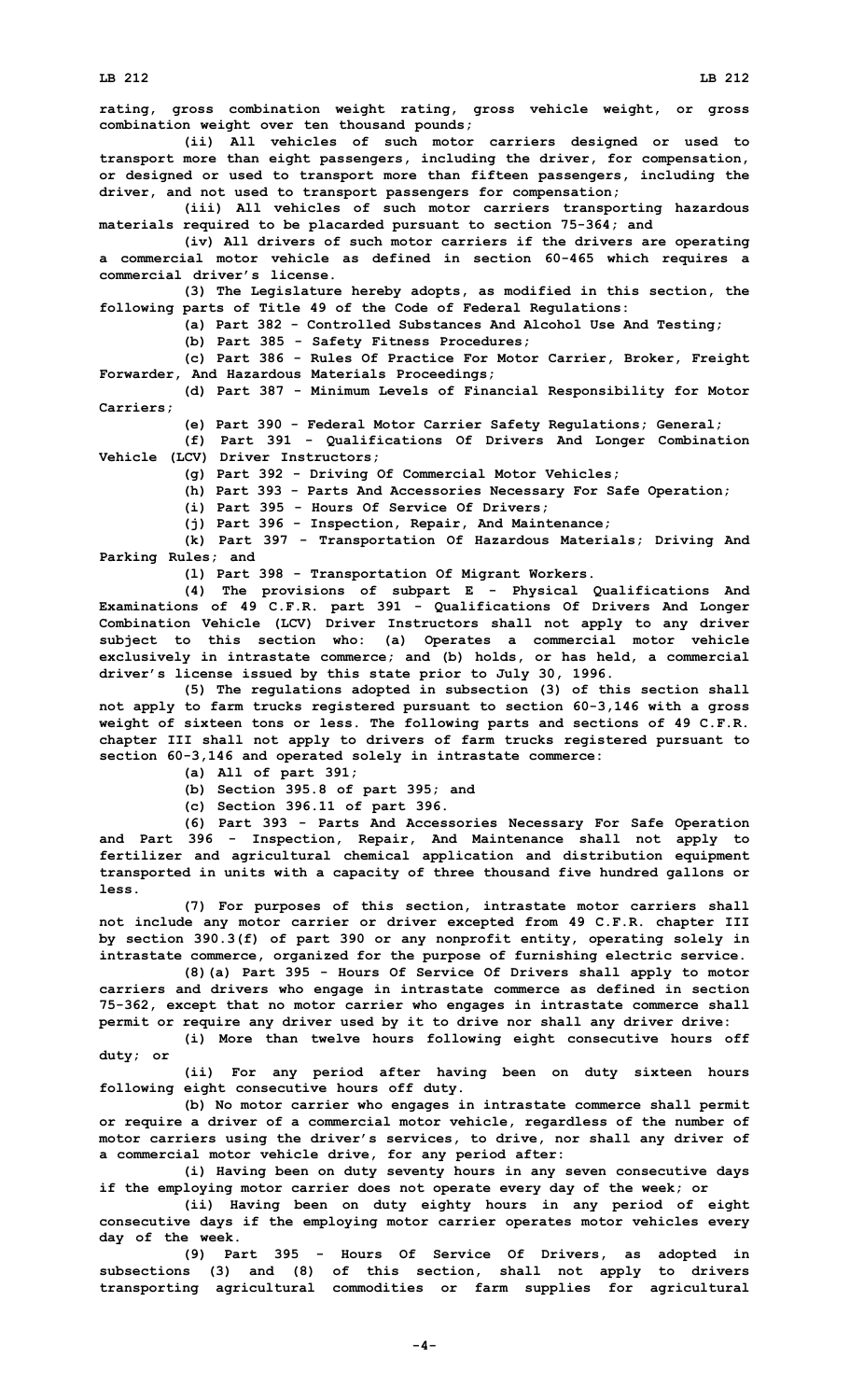rating, gross combination weight rating, gross vehicle weight, or gross combination weight over ten thousand pounds;

(ii) All vehicles of such motor carriers designed or used to transport more than eight passengers, including the driver, for compensation, or designed or used to transport more than fifteen passengers, including the driver, and not used to transport passengers for compensation;

(iii) All vehicles of such motor carriers transporting hazardous materials required to be placarded pursuant to section 75-364; and

(iv) All drivers of such motor carriers if the drivers are operating a commercial motor vehicle as defined in section 60-465 which requires a commercial driver's license.

(3) The Legislature hereby adopts, as modified in this section, the following parts of Title 49 of the Code of Federal Regulations:

(a) Part 382 - Controlled Substances And Alcohol Use And Testing;

(b) Part 385 - Safety Fitness Procedures;

(c) Part 386 - Rules Of Practice For Motor Carrier, Broker, Freight Forwarder, And Hazardous Materials Proceedings;

(d) Part 387 - Minimum Levels of Financial Responsibility for Motor Carriers;

(e) Part 390 - Federal Motor Carrier Safety Regulations; General;

(f) Part 391 - Qualifications Of Drivers And Longer Combination Vehicle (LCV) Driver Instructors;

(g) Part 392 - Driving Of Commercial Motor Vehicles;

(h) Part 393 - Parts And Accessories Necessary For Safe Operation;

(i) Part 395 - Hours Of Service Of Drivers;

(j) Part 396 - Inspection, Repair, And Maintenance;

(k) Part 397 - Transportation Of Hazardous Materials; Driving And Parking Rules; and

(l) Part 398 - Transportation Of Migrant Workers.

(4) The provisions of subpart E - Physical Qualifications And Examinations of 49 C.F.R. part 391 - Qualifications Of Drivers And Longer Combination Vehicle (LCV) Driver Instructors shall not apply to any driver subject to this section who: (a) Operates a commercial motor vehicle exclusively in intrastate commerce; and (b) holds, or has held, a commercial driver's license issued by this state prior to July 30, 1996.

(5) The regulations adopted in subsection (3) of this section shall not apply to farm trucks registered pursuant to section 60-3,146 with a gross weight of sixteen tons or less. The following parts and sections of 49 C.F.R. chapter III shall not apply to drivers of farm trucks registered pursuant to section 60-3,146 and operated solely in intrastate commerce:

(a) All of part 391;

(b) Section 395.8 of part 395; and

(c) Section 396.11 of part 396.

(6) Part 393 - Parts And Accessories Necessary For Safe Operation and Part 396 - Inspection, Repair, And Maintenance shall not apply to fertilizer and agricultural chemical application and distribution equipment transported in units with a capacity of three thousand five hundred gallons or less.

(7) For purposes of this section, intrastate motor carriers shall not include any motor carrier or driver excepted from 49 C.F.R. chapter III by section 390.3(f) of part 390 or any nonprofit entity, operating solely in intrastate commerce, organized for the purpose of furnishing electric service.

(8)(a) Part 395 - Hours Of Service Of Drivers shall apply to motor carriers and drivers who engage in intrastate commerce as defined in section 75-362, except that no motor carrier who engages in intrastate commerce shall permit or require any driver used by it to drive nor shall any driver drive:

(i) More than twelve hours following eight consecutive hours off duty; or

(ii) For any period after having been on duty sixteen hours following eight consecutive hours off duty.

(b) No motor carrier who engages in intrastate commerce shall permit or require a driver of a commercial motor vehicle, regardless of the number of motor carriers using the driver's services, to drive, nor shall any driver of a commercial motor vehicle drive, for any period after:

(i) Having been on duty seventy hours in any seven consecutive days if the employing motor carrier does not operate every day of the week; or

(ii) Having been on duty eighty hours in any period of eight consecutive days if the employing motor carrier operates motor vehicles every day of the week.

(9) Part 395 - Hours Of Service Of Drivers, as adopted in subsections (3) and (8) of this section, shall not apply to drivers transporting agricultural commodities or farm supplies for agricultural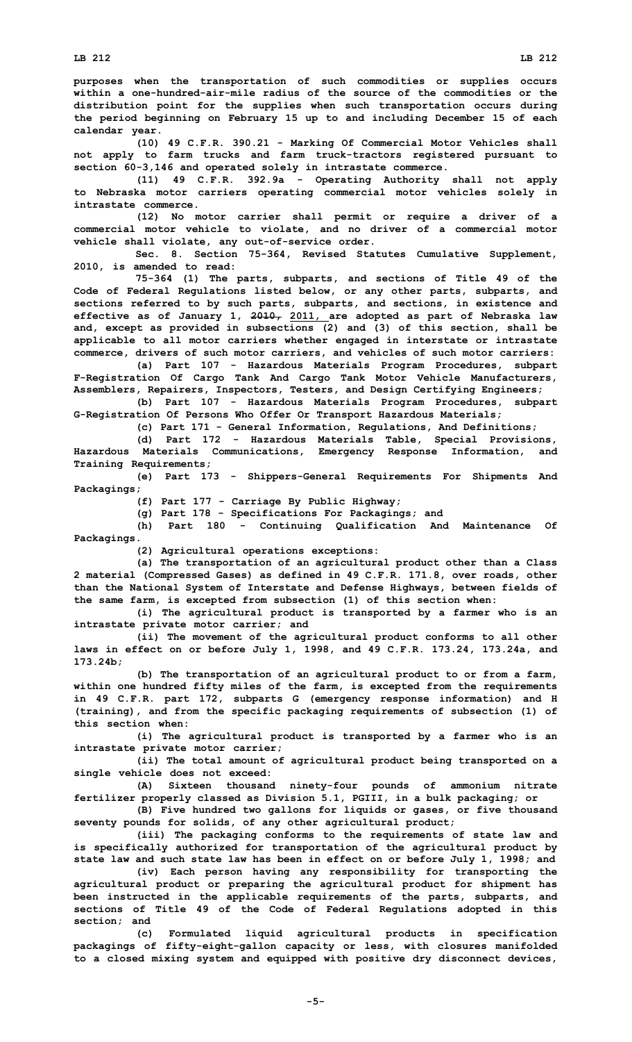purposes when the transportation of such commodities or supplies occurs within a one-hundred-air-mile radius of the source of the commodities or the distribution point for the supplies when such transportation occurs during the period beginning on February 15 up to and including December 15 of each calendar year.

(10) 49 C.F.R. 390.21 - Marking Of Commercial Motor Vehicles shall not apply to farm trucks and farm truck-tractors registered pursuant to section 60-3,146 and operated solely in intrastate commerce.

(11) 49 C.F.R. 392.9a - Operating Authority shall not apply to Nebraska motor carriers operating commercial motor vehicles solely in intrastate commerce.

(12) No motor carrier shall permit or require a driver of a commercial motor vehicle to violate, and no driver of a commercial motor vehicle shall violate, any out-of-service order.

Sec. 8. Section 75-364, Revised Statutes Cumulative Supplement, 2010, is amended to read:

75-364 (1) The parts, subparts, and sections of Title 49 of the Code of Federal Regulations listed below, or any other parts, subparts, and sections referred to by such parts, subparts, and sections, in existence and effective as of January 1, ~~2010,~~ 2011, are adopted as part of Nebraska law and, except as provided in subsections (2) and (3) of this section, shall be applicable to all motor carriers whether engaged in interstate or intrastate commerce, drivers of such motor carriers, and vehicles of such motor carriers:

(a) Part 107 - Hazardous Materials Program Procedures, subpart F-Registration Of Cargo Tank And Cargo Tank Motor Vehicle Manufacturers, Assemblers, Repairers, Inspectors, Testers, and Design Certifying Engineers;

(b) Part 107 - Hazardous Materials Program Procedures, subpart G-Registration Of Persons Who Offer Or Transport Hazardous Materials;

(c) Part 171 - General Information, Regulations, And Definitions;

(d) Part 172 - Hazardous Materials Table, Special Provisions, Hazardous Materials Communications, Emergency Response Information, and Training Requirements;

(e) Part 173 - Shippers-General Requirements For Shipments And Packagings;

(f) Part 177 - Carriage By Public Highway;

(g) Part 178 - Specifications For Packagings; and

(h) Part 180 - Continuing Qualification And Maintenance Of Packagings.

(2) Agricultural operations exceptions:

(a) The transportation of an agricultural product other than a Class 2 material (Compressed Gases) as defined in 49 C.F.R. 171.8, over roads, other than the National System of Interstate and Defense Highways, between fields of the same farm, is excepted from subsection (1) of this section when:

(i) The agricultural product is transported by a farmer who is an intrastate private motor carrier; and

(ii) The movement of the agricultural product conforms to all other laws in effect on or before July 1, 1998, and 49 C.F.R. 173.24, 173.24a, and 173.24b;

(b) The transportation of an agricultural product to or from a farm, within one hundred fifty miles of the farm, is excepted from the requirements in 49 C.F.R. part 172, subparts G (emergency response information) and H (training), and from the specific packaging requirements of subsection (1) of this section when:

(i) The agricultural product is transported by a farmer who is an intrastate private motor carrier;

(ii) The total amount of agricultural product being transported on a single vehicle does not exceed:

(A) Sixteen thousand ninety-four pounds of ammonium nitrate fertilizer properly classed as Division 5.1, PGIII, in a bulk packaging; or

(B) Five hundred two gallons for liquids or gases, or five thousand seventy pounds for solids, of any other agricultural product;

(iii) The packaging conforms to the requirements of state law and is specifically authorized for transportation of the agricultural product by state law and such state law has been in effect on or before July 1, 1998; and

(iv) Each person having any responsibility for transporting the agricultural product or preparing the agricultural product for shipment has been instructed in the applicable requirements of the parts, subparts, and sections of Title 49 of the Code of Federal Regulations adopted in this section; and

(c) Formulated liquid agricultural products in specification packagings of fifty-eight-gallon capacity or less, with closures manifolded to a closed mixing system and equipped with positive dry disconnect devices,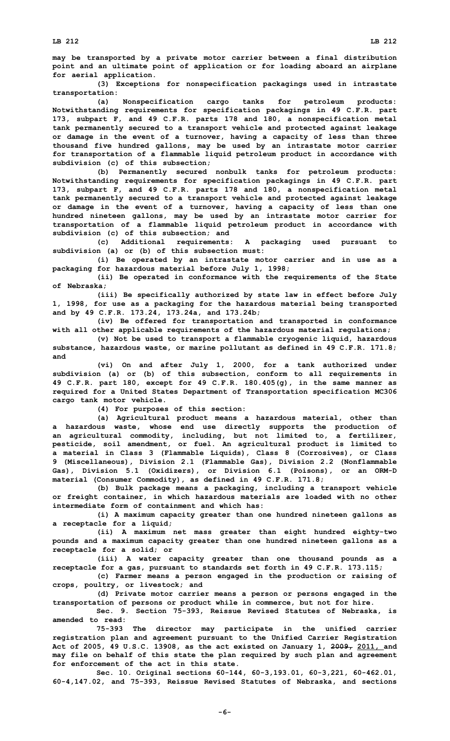may be transported by a private motor carrier between a final distribution point and an ultimate point of application or for loading aboard an airplane for aerial application.

(3) Exceptions for nonspecification packagings used in intrastate transportation:

(a) Nonspecification cargo tanks for petroleum products: Notwithstanding requirements for specification packagings in 49 C.F.R. part 173, subpart F, and 49 C.F.R. parts 178 and 180, a nonspecification metal tank permanently secured to a transport vehicle and protected against leakage or damage in the event of a turnover, having a capacity of less than three thousand five hundred gallons, may be used by an intrastate motor carrier for transportation of a flammable liquid petroleum product in accordance with subdivision (c) of this subsection;

(b) Permanently secured nonbulk tanks for petroleum products: Notwithstanding requirements for specification packagings in 49 C.F.R. part 173, subpart F, and 49 C.F.R. parts 178 and 180, a nonspecification metal tank permanently secured to a transport vehicle and protected against leakage or damage in the event of a turnover, having a capacity of less than one hundred nineteen gallons, may be used by an intrastate motor carrier for transportation of a flammable liquid petroleum product in accordance with subdivision (c) of this subsection; and

(c) Additional requirements: A packaging used pursuant to subdivision (a) or (b) of this subsection must:

(i) Be operated by an intrastate motor carrier and in use as a packaging for hazardous material before July 1, 1998;

(ii) Be operated in conformance with the requirements of the State of Nebraska;

(iii) Be specifically authorized by state law in effect before July 1, 1998, for use as a packaging for the hazardous material being transported and by 49 C.F.R. 173.24, 173.24a, and 173.24b;

(iv) Be offered for transportation and transported in conformance with all other applicable requirements of the hazardous material regulations;

(v) Not be used to transport a flammable cryogenic liquid, hazardous substance, hazardous waste, or marine pollutant as defined in 49 C.F.R. 171.8; and

(vi) On and after July 1, 2000, for a tank authorized under subdivision (a) or (b) of this subsection, conform to all requirements in 49 C.F.R. part 180, except for 49 C.F.R. 180.405(g), in the same manner as required for a United States Department of Transportation specification MC306 cargo tank motor vehicle.

(4) For purposes of this section:

(a) Agricultural product means a hazardous material, other than a hazardous waste, whose end use directly supports the production of an agricultural commodity, including, but not limited to, a fertilizer, pesticide, soil amendment, or fuel. An agricultural product is limited to a material in Class 3 (Flammable Liquids), Class 8 (Corrosives), or Class 9 (Miscellaneous), Division 2.1 (Flammable Gas), Division 2.2 (Nonflammable Gas), Division 5.1 (Oxidizers), or Division 6.1 (Poisons), or an ORM-D material (Consumer Commodity), as defined in 49 C.F.R. 171.8;

(b) Bulk package means a packaging, including a transport vehicle or freight container, in which hazardous materials are loaded with no other intermediate form of containment and which has:

(i) A maximum capacity greater than one hundred nineteen gallons as a receptacle for a liquid;

(ii) A maximum net mass greater than eight hundred eighty-two pounds and a maximum capacity greater than one hundred nineteen gallons as a receptacle for a solid; or

(iii) A water capacity greater than one thousand pounds as a receptacle for a gas, pursuant to standards set forth in 49 C.F.R. 173.115;

(c) Farmer means a person engaged in the production or raising of crops, poultry, or livestock; and

(d) Private motor carrier means a person or persons engaged in the transportation of persons or product while in commerce, but not for hire.

Sec. 9. Section 75-393, Reissue Revised Statutes of Nebraska, is amended to read:

75-393 The director may participate in the unified carrier registration plan and agreement pursuant to the Unified Carrier Registration Act of 2005, 49 U.S.C. 13908, as the act existed on January 1, ~~2009,~~ 2011, and may file on behalf of this state the plan required by such plan and agreement for enforcement of the act in this state.

Sec. 10. Original sections 60-144, 60-3,193.01, 60-3,221, 60-462.01, 60-4,147.02, and 75-393, Reissue Revised Statutes of Nebraska, and sections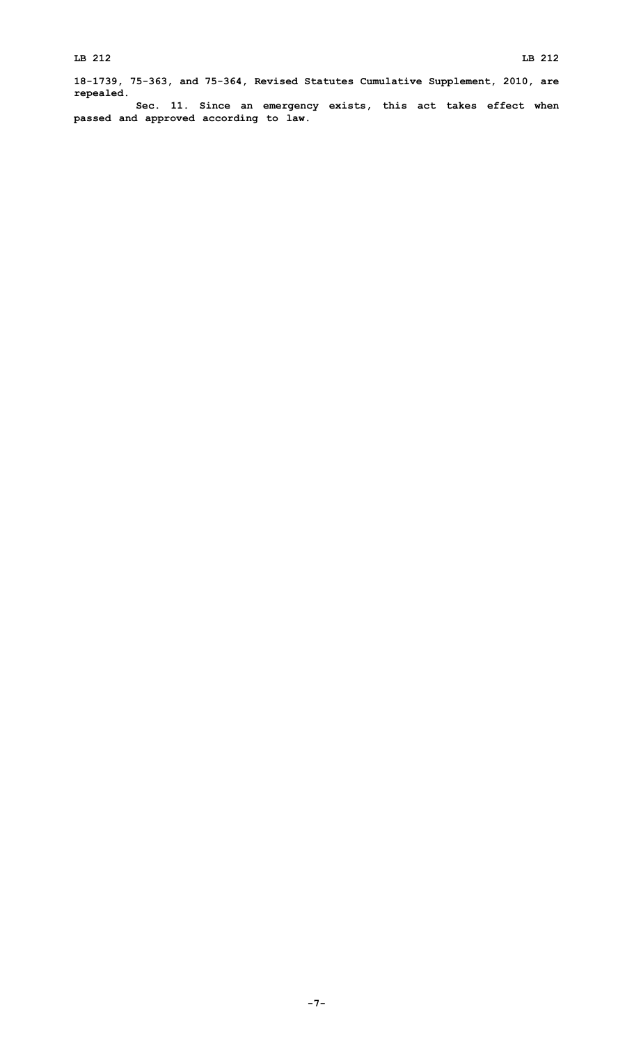18-1739, 75-363, and 75-364, Revised Statutes Cumulative Supplement, 2010, are repealed.

Sec. 11. Since an emergency exists, this act takes effect when passed and approved according to law.